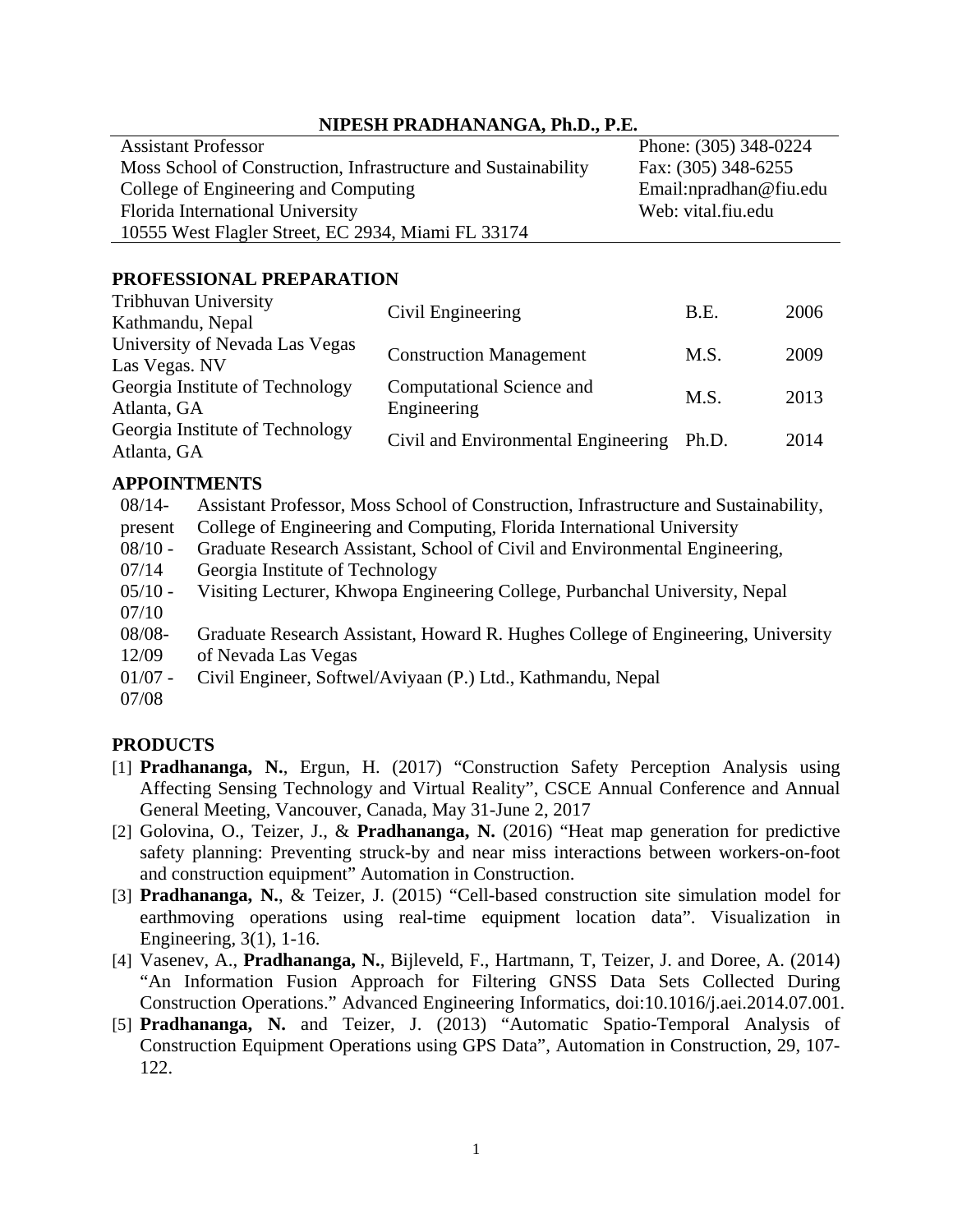# NIPESH PRADHANANGA, Ph.D., P.E.

| | |
|---|---|
| Assistant Professor | Phone: (305) 348-0224 |
| Moss School of Construction, Infrastructure and Sustainability | Fax: (305) 348-6255 |
| College of Engineering and Computing | Email:npradhan@fiu.edu |
| Florida International University | Web: vital.fiu.edu |
| 10555 West Flagler Street, EC 2934, Miami FL 33174 | |

## PROFESSIONAL PREPARATION

| | | | |
|---|---|---|---|
| Tribhuvan University<br>Kathmandu, Nepal | Civil Engineering | B.E. | 2006 |
| University of Nevada Las Vegas<br>Las Vegas. NV | Construction Management | M.S. | 2009 |
| Georgia Institute of Technology<br>Atlanta, GA | Computational Science and Engineering | M.S. | 2013 |
| Georgia Institute of Technology<br>Atlanta, GA | Civil and Environmental Engineering | Ph.D. | 2014 |

## APPOINTMENTS

| | |
|---|---|
| 08/14-present | Assistant Professor, Moss School of Construction, Infrastructure and Sustainability, College of Engineering and Computing, Florida International University |
| 08/10 - 07/14 | Graduate Research Assistant, School of Civil and Environmental Engineering, Georgia Institute of Technology |
| 05/10 - 07/10 | Visiting Lecturer, Khwopa Engineering College, Purbanchal University, Nepal |
| 08/08-12/09 | Graduate Research Assistant, Howard R. Hughes College of Engineering, University of Nevada Las Vegas |
| 01/07 - 07/08 | Civil Engineer, Softwel/Aviyaan (P.) Ltd., Kathmandu, Nepal |

## PRODUCTS

[1] **Pradhananga, N.**, Ergun, H. (2017) "Construction Safety Perception Analysis using Affecting Sensing Technology and Virtual Reality", CSCE Annual Conference and Annual General Meeting, Vancouver, Canada, May 31-June 2, 2017

[2] Golovina, O., Teizer, J., & **Pradhananga, N.** (2016) "Heat map generation for predictive safety planning: Preventing struck-by and near miss interactions between workers-on-foot and construction equipment" Automation in Construction.

[3] **Pradhananga, N.**, & Teizer, J. (2015) "Cell-based construction site simulation model for earthmoving operations using real-time equipment location data". Visualization in Engineering, 3(1), 1-16.

[4] Vasenev, A., **Pradhananga, N.**, Bijleveld, F., Hartmann, T, Teizer, J. and Doree, A. (2014) "An Information Fusion Approach for Filtering GNSS Data Sets Collected During Construction Operations." Advanced Engineering Informatics, doi:10.1016/j.aei.2014.07.001.

[5] **Pradhananga, N.** and Teizer, J. (2013) "Automatic Spatio-Temporal Analysis of Construction Equipment Operations using GPS Data", Automation in Construction, 29, 107-122.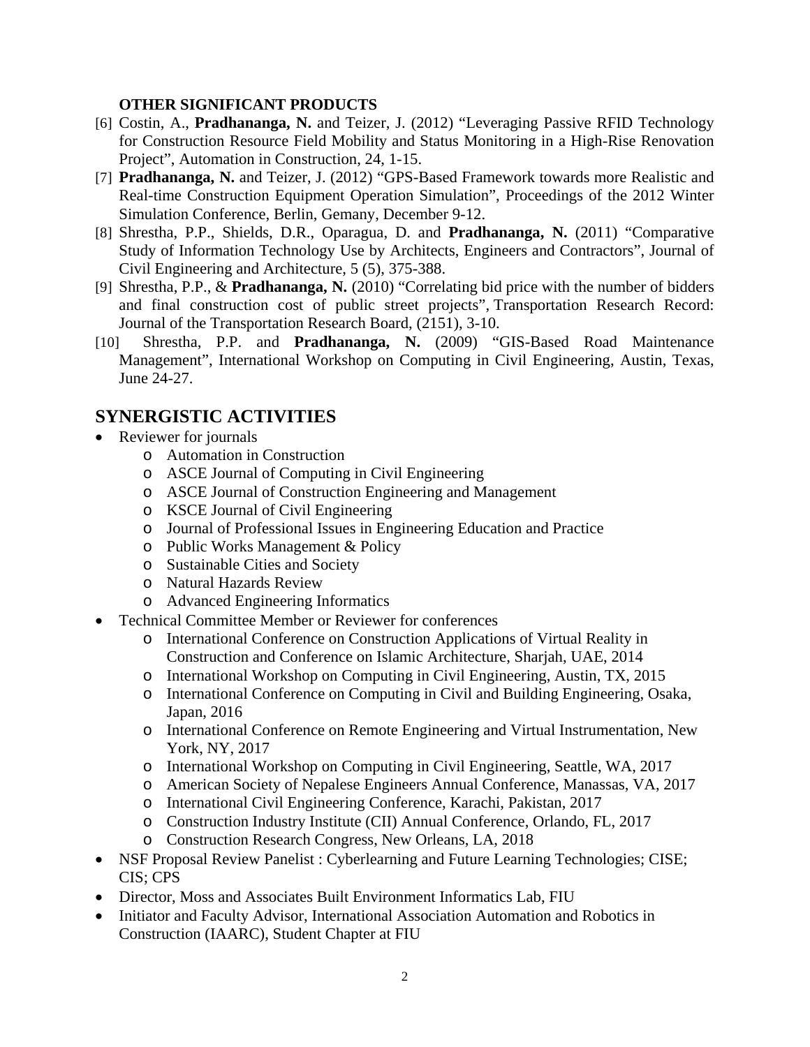**OTHER SIGNIFICANT PRODUCTS**

[6] Costin, A., **Pradhananga, N.** and Teizer, J. (2012) "Leveraging Passive RFID Technology for Construction Resource Field Mobility and Status Monitoring in a High-Rise Renovation Project", Automation in Construction, 24, 1-15.

[7] **Pradhananga, N.** and Teizer, J. (2012) "GPS-Based Framework towards more Realistic and Real-time Construction Equipment Operation Simulation", Proceedings of the 2012 Winter Simulation Conference, Berlin, Gemany, December 9-12.

[8] Shrestha, P.P., Shields, D.R., Oparagua, D. and **Pradhananga, N.** (2011) "Comparative Study of Information Technology Use by Architects, Engineers and Contractors", Journal of Civil Engineering and Architecture, 5 (5), 375-388.

[9] Shrestha, P.P., & **Pradhananga, N.** (2010) "Correlating bid price with the number of bidders and final construction cost of public street projects", Transportation Research Record: Journal of the Transportation Research Board, (2151), 3-10.

[10] Shrestha, P.P. and **Pradhananga, N.** (2009) "GIS-Based Road Maintenance Management", International Workshop on Computing in Civil Engineering, Austin, Texas, June 24-27.

## SYNERGISTIC ACTIVITIES

- Reviewer for journals
  - Automation in Construction
  - ASCE Journal of Computing in Civil Engineering
  - ASCE Journal of Construction Engineering and Management
  - KSCE Journal of Civil Engineering
  - Journal of Professional Issues in Engineering Education and Practice
  - Public Works Management & Policy
  - Sustainable Cities and Society
  - Natural Hazards Review
  - Advanced Engineering Informatics
- Technical Committee Member or Reviewer for conferences
  - International Conference on Construction Applications of Virtual Reality in Construction and Conference on Islamic Architecture, Sharjah, UAE, 2014
  - International Workshop on Computing in Civil Engineering, Austin, TX, 2015
  - International Conference on Computing in Civil and Building Engineering, Osaka, Japan, 2016
  - International Conference on Remote Engineering and Virtual Instrumentation, New York, NY, 2017
  - International Workshop on Computing in Civil Engineering, Seattle, WA, 2017
  - American Society of Nepalese Engineers Annual Conference, Manassas, VA, 2017
  - International Civil Engineering Conference, Karachi, Pakistan, 2017
  - Construction Industry Institute (CII) Annual Conference, Orlando, FL, 2017
  - Construction Research Congress, New Orleans, LA, 2018
- NSF Proposal Review Panelist : Cyberlearning and Future Learning Technologies; CISE; CIS; CPS
- Director, Moss and Associates Built Environment Informatics Lab, FIU
- Initiator and Faculty Advisor, International Association Automation and Robotics in Construction (IAARC), Student Chapter at FIU